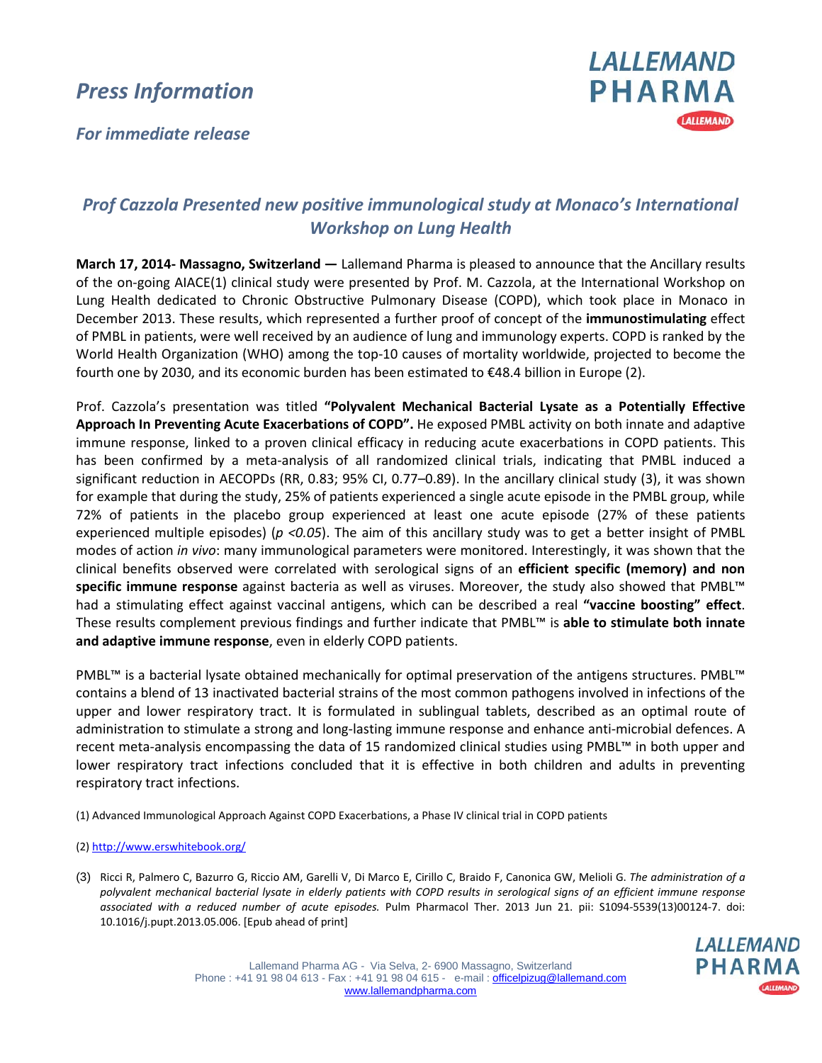# *Press Information*

***For immediate release***

LALLEMAND PHARMA

## *Prof Cazzola Presented new positive immunological study at Monaco's International Workshop on Lung Health*

**March 17, 2014- Massagno, Switzerland —** Lallemand Pharma is pleased to announce that the Ancillary results of the on-going AIACE(1) clinical study were presented by Prof. M. Cazzola, at the International Workshop on Lung Health dedicated to Chronic Obstructive Pulmonary Disease (COPD), which took place in Monaco in December 2013. These results, which represented a further proof of concept of the **immunostimulating** effect of PMBL in patients, were well received by an audience of lung and immunology experts. COPD is ranked by the World Health Organization (WHO) among the top-10 causes of mortality worldwide, projected to become the fourth one by 2030, and its economic burden has been estimated to €48.4 billion in Europe (2).

Prof. Cazzola's presentation was titled **"Polyvalent Mechanical Bacterial Lysate as a Potentially Effective Approach In Preventing Acute Exacerbations of COPD".** He exposed PMBL activity on both innate and adaptive immune response, linked to a proven clinical efficacy in reducing acute exacerbations in COPD patients. This has been confirmed by a meta-analysis of all randomized clinical trials, indicating that PMBL induced a significant reduction in AECOPDs (RR, 0.83; 95% CI, 0.77–0.89). In the ancillary clinical study (3), it was shown for example that during the study, 25% of patients experienced a single acute episode in the PMBL group, while 72% of patients in the placebo group experienced at least one acute episode (27% of these patients experienced multiple episodes) ($p < 0.05$). The aim of this ancillary study was to get a better insight of PMBL modes of action *in vivo*: many immunological parameters were monitored. Interestingly, it was shown that the clinical benefits observed were correlated with serological signs of an **efficient specific (memory) and non specific immune response** against bacteria as well as viruses. Moreover, the study also showed that PMBL™ had a stimulating effect against vaccinal antigens, which can be described a real **"vaccine boosting" effect**. These results complement previous findings and further indicate that PMBL™ is **able to stimulate both innate and adaptive immune response**, even in elderly COPD patients.

PMBL™ is a bacterial lysate obtained mechanically for optimal preservation of the antigens structures. PMBL™ contains a blend of 13 inactivated bacterial strains of the most common pathogens involved in infections of the upper and lower respiratory tract. It is formulated in sublingual tablets, described as an optimal route of administration to stimulate a strong and long-lasting immune response and enhance anti-microbial defences. A recent meta-analysis encompassing the data of 15 randomized clinical studies using PMBL™ in both upper and lower respiratory tract infections concluded that it is effective in both children and adults in preventing respiratory tract infections.

(1) Advanced Immunological Approach Against COPD Exacerbations, a Phase IV clinical trial in COPD patients

(2) http://www.erswhitebook.org/

(3) Ricci R, Palmero C, Bazurro G, Riccio AM, Garelli V, Di Marco E, Cirillo C, Braido F, Canonica GW, Melioli G. *The administration of a polyvalent mechanical bacterial lysate in elderly patients with COPD results in serological signs of an efficient immune response associated with a reduced number of acute episodes.* Pulm Pharmacol Ther. 2013 Jun 21. pii: S1094-5539(13)00124-7. doi: 10.1016/j.pupt.2013.05.006. [Epub ahead of print]

Lallemand Pharma AG - Via Selva, 2- 6900 Massagno, Switzerland
Phone : +41 91 98 04 613 - Fax : +41 91 98 04 615 - e-mail : officelpizug@lallemand.com
www.lallemandpharma.com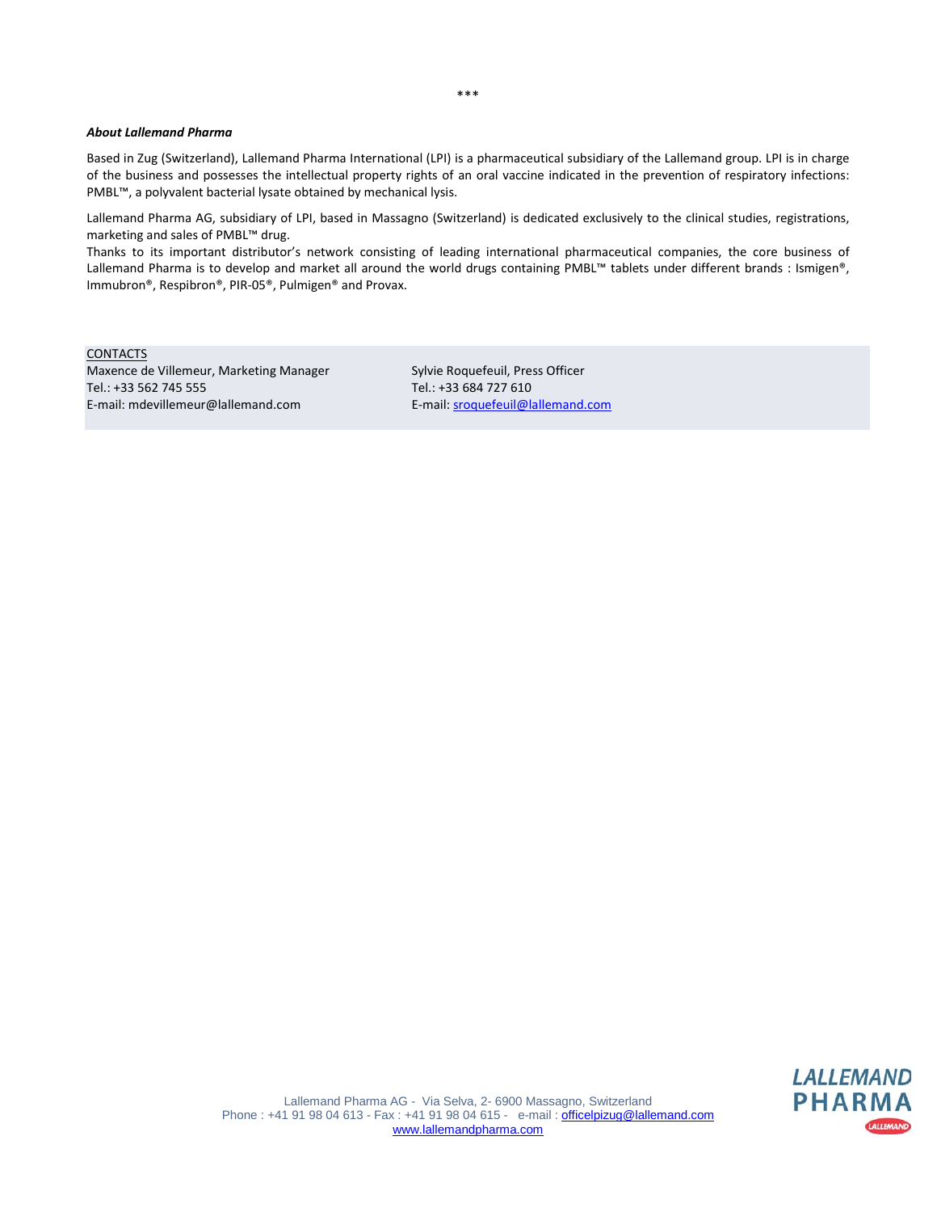\*\*\*

***About Lallemand Pharma***

Based in Zug (Switzerland), Lallemand Pharma International (LPI) is a pharmaceutical subsidiary of the Lallemand group. LPI is in charge of the business and possesses the intellectual property rights of an oral vaccine indicated in the prevention of respiratory infections: PMBL™, a polyvalent bacterial lysate obtained by mechanical lysis.

Lallemand Pharma AG, subsidiary of LPI, based in Massagno (Switzerland) is dedicated exclusively to the clinical studies, registrations, marketing and sales of PMBL™ drug.
Thanks to its important distributor's network consisting of leading international pharmaceutical companies, the core business of Lallemand Pharma is to develop and market all around the world drugs containing PMBL™ tablets under different brands : Ismigen®, Immubron®, Respibron®, PIR-05®, Pulmigen® and Provax.

CONTACTS

Maxence de Villemeur, Marketing Manager
Tel.: +33 562 745 555
E-mail: mdevillemeur@lallemand.com

Sylvie Roquefeuil, Press Officer
Tel.: +33 684 727 610
E-mail: sroquefeuil@lallemand.com

Lallemand Pharma AG - Via Selva, 2- 6900 Massagno, Switzerland
Phone : +41 91 98 04 613 - Fax : +41 91 98 04 615 - e-mail : officelpizug@lallemand.com
www.lallemandpharma.com

LALLEMAND PHARMA